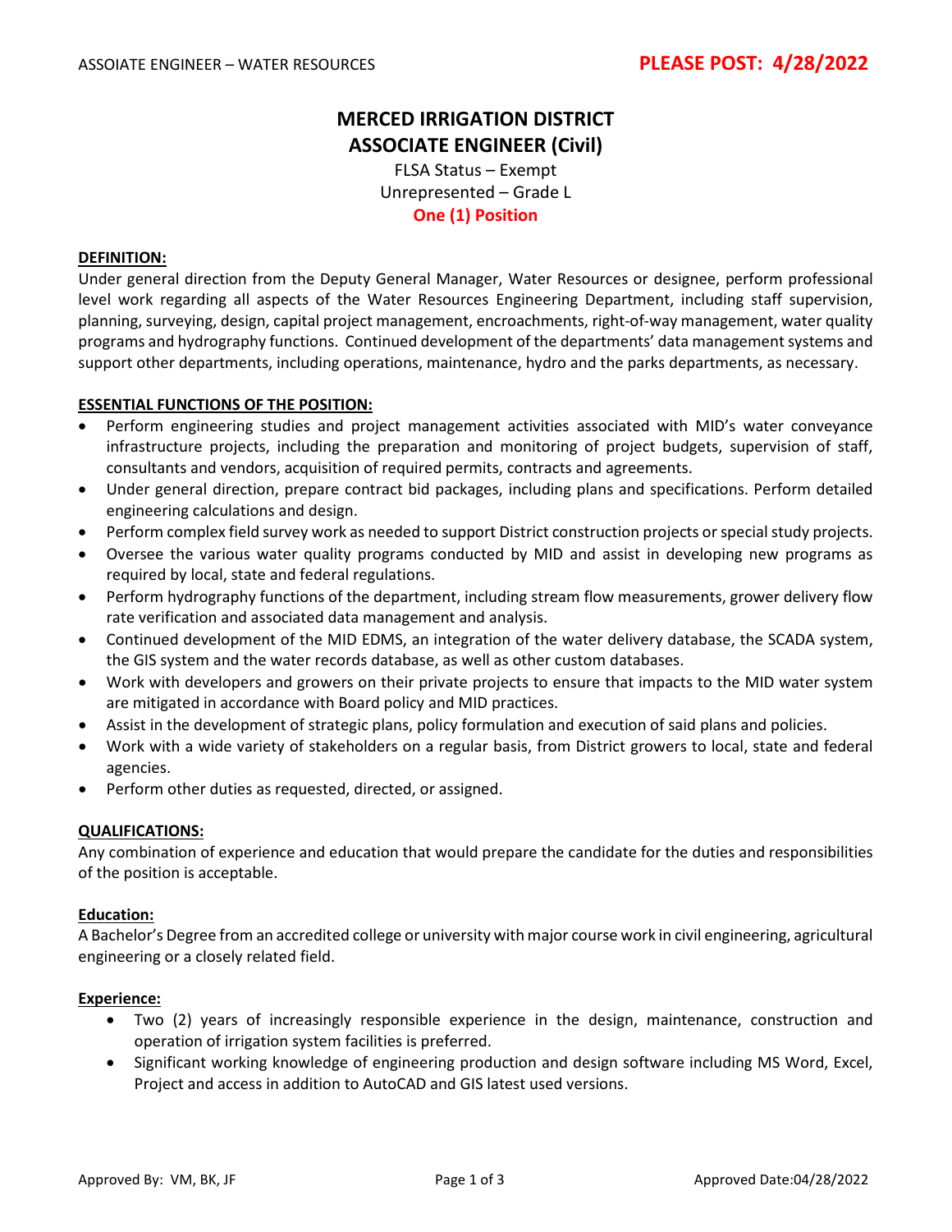# MERCED IRRIGATION DISTRICT

## ASSOCIATE ENGINEER (Civil)

FLSA Status – Exempt
Unrepresented – Grade L
**One (1) Position**

**PLEASE POST: 4/28/2022**

### DEFINITION:

Under general direction from the Deputy General Manager, Water Resources or designee, perform professional level work regarding all aspects of the Water Resources Engineering Department, including staff supervision, planning, surveying, design, capital project management, encroachments, right-of-way management, water quality programs and hydrography functions. Continued development of the departments' data management systems and support other departments, including operations, maintenance, hydro and the parks departments, as necessary.

### ESSENTIAL FUNCTIONS OF THE POSITION:

- Perform engineering studies and project management activities associated with MID's water conveyance infrastructure projects, including the preparation and monitoring of project budgets, supervision of staff, consultants and vendors, acquisition of required permits, contracts and agreements.
- Under general direction, prepare contract bid packages, including plans and specifications. Perform detailed engineering calculations and design.
- Perform complex field survey work as needed to support District construction projects or special study projects.
- Oversee the various water quality programs conducted by MID and assist in developing new programs as required by local, state and federal regulations.
- Perform hydrography functions of the department, including stream flow measurements, grower delivery flow rate verification and associated data management and analysis.
- Continued development of the MID EDMS, an integration of the water delivery database, the SCADA system, the GIS system and the water records database, as well as other custom databases.
- Work with developers and growers on their private projects to ensure that impacts to the MID water system are mitigated in accordance with Board policy and MID practices.
- Assist in the development of strategic plans, policy formulation and execution of said plans and policies.
- Work with a wide variety of stakeholders on a regular basis, from District growers to local, state and federal agencies.
- Perform other duties as requested, directed, or assigned.

### QUALIFICATIONS:

Any combination of experience and education that would prepare the candidate for the duties and responsibilities of the position is acceptable.

#### Education:

A Bachelor's Degree from an accredited college or university with major course work in civil engineering, agricultural engineering or a closely related field.

#### Experience:

- Two (2) years of increasingly responsible experience in the design, maintenance, construction and operation of irrigation system facilities is preferred.
- Significant working knowledge of engineering production and design software including MS Word, Excel, Project and access in addition to AutoCAD and GIS latest used versions.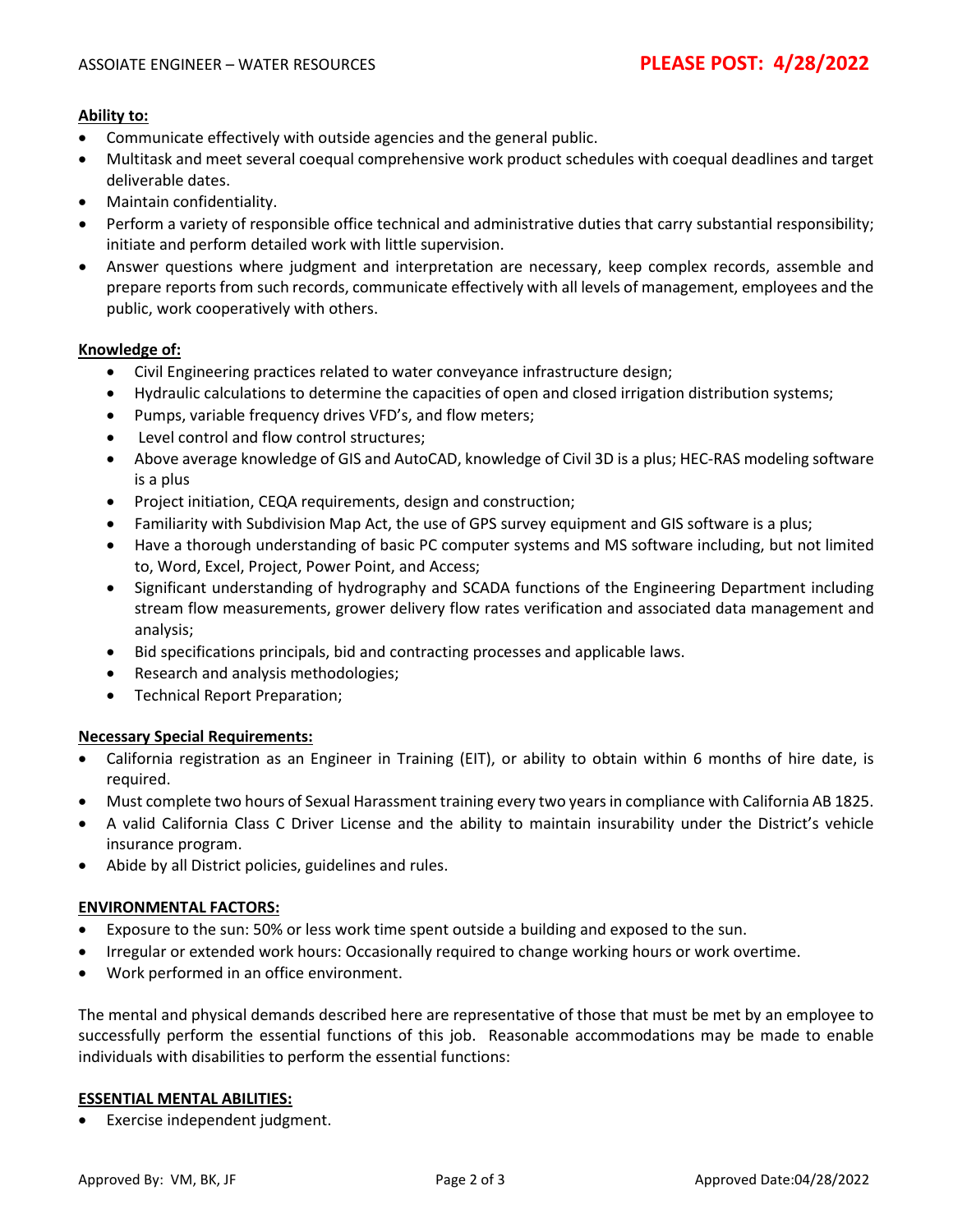**Ability to:**

- Communicate effectively with outside agencies and the general public.
- Multitask and meet several coequal comprehensive work product schedules with coequal deadlines and target deliverable dates.
- Maintain confidentiality.
- Perform a variety of responsible office technical and administrative duties that carry substantial responsibility; initiate and perform detailed work with little supervision.
- Answer questions where judgment and interpretation are necessary, keep complex records, assemble and prepare reports from such records, communicate effectively with all levels of management, employees and the public, work cooperatively with others.

**Knowledge of:**

- Civil Engineering practices related to water conveyance infrastructure design;
- Hydraulic calculations to determine the capacities of open and closed irrigation distribution systems;
- Pumps, variable frequency drives VFD's, and flow meters;
- Level control and flow control structures;
- Above average knowledge of GIS and AutoCAD, knowledge of Civil 3D is a plus; HEC-RAS modeling software is a plus
- Project initiation, CEQA requirements, design and construction;
- Familiarity with Subdivision Map Act, the use of GPS survey equipment and GIS software is a plus;
- Have a thorough understanding of basic PC computer systems and MS software including, but not limited to, Word, Excel, Project, Power Point, and Access;
- Significant understanding of hydrography and SCADA functions of the Engineering Department including stream flow measurements, grower delivery flow rates verification and associated data management and analysis;
- Bid specifications principals, bid and contracting processes and applicable laws.
- Research and analysis methodologies;
- Technical Report Preparation;

**Necessary Special Requirements:**

- California registration as an Engineer in Training (EIT), or ability to obtain within 6 months of hire date, is required.
- Must complete two hours of Sexual Harassment training every two years in compliance with California AB 1825.
- A valid California Class C Driver License and the ability to maintain insurability under the District's vehicle insurance program.
- Abide by all District policies, guidelines and rules.

**ENVIRONMENTAL FACTORS:**

- Exposure to the sun: 50% or less work time spent outside a building and exposed to the sun.
- Irregular or extended work hours: Occasionally required to change working hours or work overtime.
- Work performed in an office environment.

The mental and physical demands described here are representative of those that must be met by an employee to successfully perform the essential functions of this job. Reasonable accommodations may be made to enable individuals with disabilities to perform the essential functions:

**ESSENTIAL MENTAL ABILITIES:**

- Exercise independent judgment.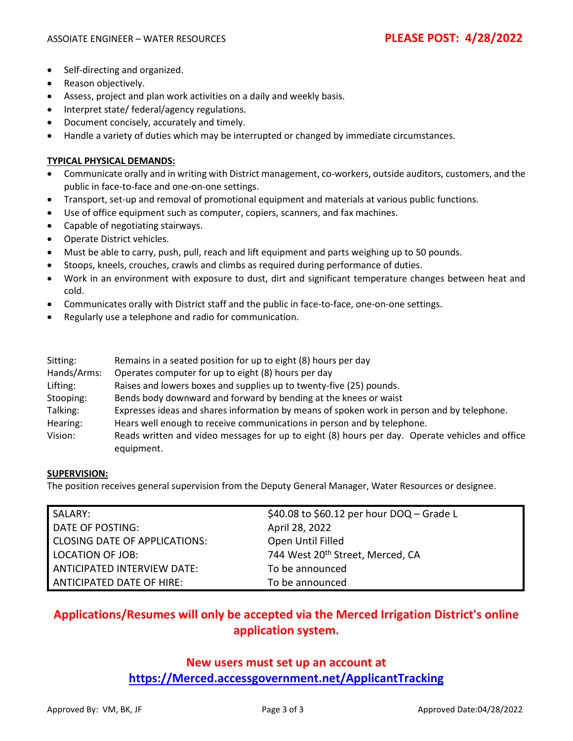- Self-directing and organized.
- Reason objectively.
- Assess, project and plan work activities on a daily and weekly basis.
- Interpret state/ federal/agency regulations.
- Document concisely, accurately and timely.
- Handle a variety of duties which may be interrupted or changed by immediate circumstances.

**TYPICAL PHYSICAL DEMANDS:**

- Communicate orally and in writing with District management, co-workers, outside auditors, customers, and the public in face-to-face and one-on-one settings.
- Transport, set-up and removal of promotional equipment and materials at various public functions.
- Use of office equipment such as computer, copiers, scanners, and fax machines.
- Capable of negotiating stairways.
- Operate District vehicles.
- Must be able to carry, push, pull, reach and lift equipment and parts weighing up to 50 pounds.
- Stoops, kneels, crouches, crawls and climbs as required during performance of duties.
- Work in an environment with exposure to dust, dirt and significant temperature changes between heat and cold.
- Communicates orally with District staff and the public in face-to-face, one-on-one settings.
- Regularly use a telephone and radio for communication.

| | |
|---|---|
| Sitting: | Remains in a seated position for up to eight (8) hours per day |
| Hands/Arms: | Operates computer for up to eight (8) hours per day |
| Lifting: | Raises and lowers boxes and supplies up to twenty-five (25) pounds. |
| Stooping: | Bends body downward and forward by bending at the knees or waist |
| Talking: | Expresses ideas and shares information by means of spoken work in person and by telephone. |
| Hearing: | Hears well enough to receive communications in person and by telephone. |
| Vision: | Reads written and video messages for up to eight (8) hours per day. Operate vehicles and office equipment. |

**SUPERVISION:**

The position receives general supervision from the Deputy General Manager, Water Resources or designee.

| | |
|---|---|
| SALARY: | $40.08 to $60.12 per hour DOQ – Grade L |
| DATE OF POSTING: | April 28, 2022 |
| CLOSING DATE OF APPLICATIONS: | Open Until Filled |
| LOCATION OF JOB: | 744 West 20th Street, Merced, CA |
| ANTICIPATED INTERVIEW DATE: | To be announced |
| ANTICIPATED DATE OF HIRE: | To be announced |

**Applications/Resumes will only be accepted via the Merced Irrigation District's online application system.**

**New users must set up an account at**
**https://Merced.accessgovernment.net/ApplicantTracking**

Approved By: VM, BK, JF

Approved Date:04/28/2022